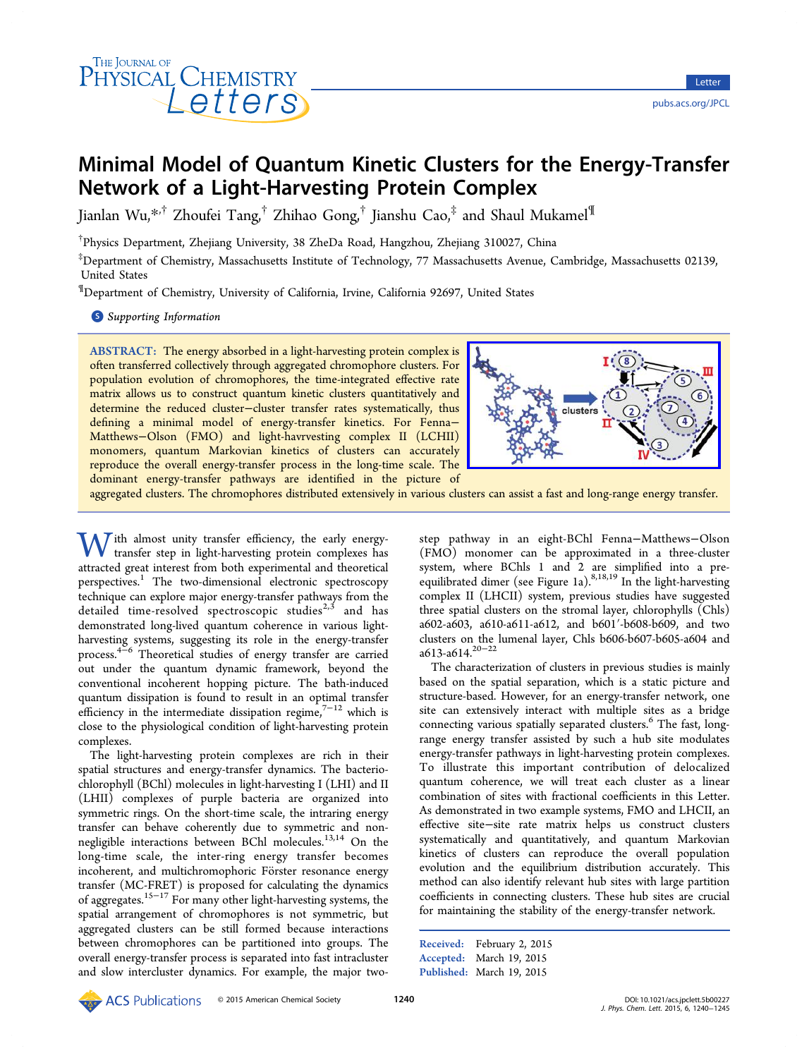# Minimal Model of Quantum Kinetic Clusters for the Energy-Transfer Network of a Light-Harvesting Protein Complex

Jianlan Wu,*[,†] Zhoufei Tang,[†] Zhihao Gong,[†] Jianshu Cao,[‡] and Shaul Mukamel[¶]

[†]Physics Department, Zhejiang University, 38 ZheDa Road, Hangzhou, Zhejiang 310027, China

[‡]Department of Chemistry, Massachusetts Institute of Technology, 77 Massachusetts Avenue, Cambridge, Massachusetts 02139, United States

[¶]Department of Chemistry, University of California, Irvine, California 92697, United States

Supporting Information

**ABSTRACT:** The energy absorbed in a light-harvesting protein complex is often transferred collectively through aggregated chromophore clusters. For population evolution of chromophores, the time-integrated effective rate matrix allows us to construct quantum kinetic clusters quantitatively and determine the reduced cluster–cluster transfer rates systematically, thus defining a minimal model of energy-transfer kinetics. For Fenna–Matthews–Olson (FMO) and light-havrvesting complex II (LCHII) monomers, quantum Markovian kinetics of clusters can accurately reproduce the overall energy-transfer process in the long-time scale. The dominant energy-transfer pathways are identified in the picture of aggregated clusters. The chromophores distributed extensively in various clusters can assist a fast and long-range energy transfer.

With almost unity transfer efficiency, the early energy-transfer step in light-harvesting protein complexes has attracted great interest from both experimental and theoretical perspectives.[1] The two-dimensional electronic spectroscopy technique can explore major energy-transfer pathways from the detailed time-resolved spectroscopic studies[2,3] and has demonstrated long-lived quantum coherence in various light-harvesting systems, suggesting its role in the energy-transfer process.[4−6] Theoretical studies of energy transfer are carried out under the quantum dynamic framework, beyond the conventional incoherent hopping picture. The bath-induced quantum dissipation is found to result in an optimal transfer efficiency in the intermediate dissipation regime,[7−12] which is close to the physiological condition of light-harvesting protein complexes.

The light-harvesting protein complexes are rich in their spatial structures and energy-transfer dynamics. The bacteriochlorophyll (BChl) molecules in light-harvesting I (LHI) and II (LHII) complexes of purple bacteria are organized into symmetric rings. On the short-time scale, the intraring energy transfer can behave coherently due to symmetric and non-negligible interactions between BChl molecules.[13,14] On the long-time scale, the inter-ring energy transfer becomes incoherent, and multichromophoric Förster resonance energy transfer (MC-FRET) is proposed for calculating the dynamics of aggregates.[15−17] For many other light-harvesting systems, the spatial arrangement of chromophores is not symmetric, but aggregated clusters can be still formed because interactions between chromophores can be partitioned into groups. The overall energy-transfer process is separated into fast intracluster and slow intercluster dynamics. For example, the major two-step pathway in an eight-BChl Fenna–Matthews–Olson (FMO) monomer can be approximated in a three-cluster system, where BChls 1 and 2 are simplified into a pre-equilibrated dimer (see Figure 1a).[8,18,19] In the light-harvesting complex II (LHCII) system, previous studies have suggested three spatial clusters on the stromal layer, chlorophylls (Chls) a602-a603, a610-a611-a612, and b601′-b608-b609, and two clusters on the lumenal layer, Chls b606-b607-b605-a604 and a613-a614.[20−22]

The characterization of clusters in previous studies is mainly based on the spatial separation, which is a static picture and structure-based. However, for an energy-transfer network, one site can extensively interact with multiple sites as a bridge connecting various spatially separated clusters.[6] The fast, long-range energy transfer assisted by such a hub site modulates energy-transfer pathways in light-harvesting protein complexes. To illustrate this important contribution of delocalized quantum coherence, we will treat each cluster as a linear combination of sites with fractional coefficients in this Letter. As demonstrated in two example systems, FMO and LHCII, an effective site–site rate matrix helps us construct clusters systematically and quantitatively, and quantum Markovian kinetics of clusters can reproduce the overall population evolution and the equilibrium distribution accurately. This method can also identify relevant hub sites with large partition coefficients in connecting clusters. These hub sites are crucial for maintaining the stability of the energy-transfer network.

Received: February 2, 2015
Accepted: March 19, 2015
Published: March 19, 2015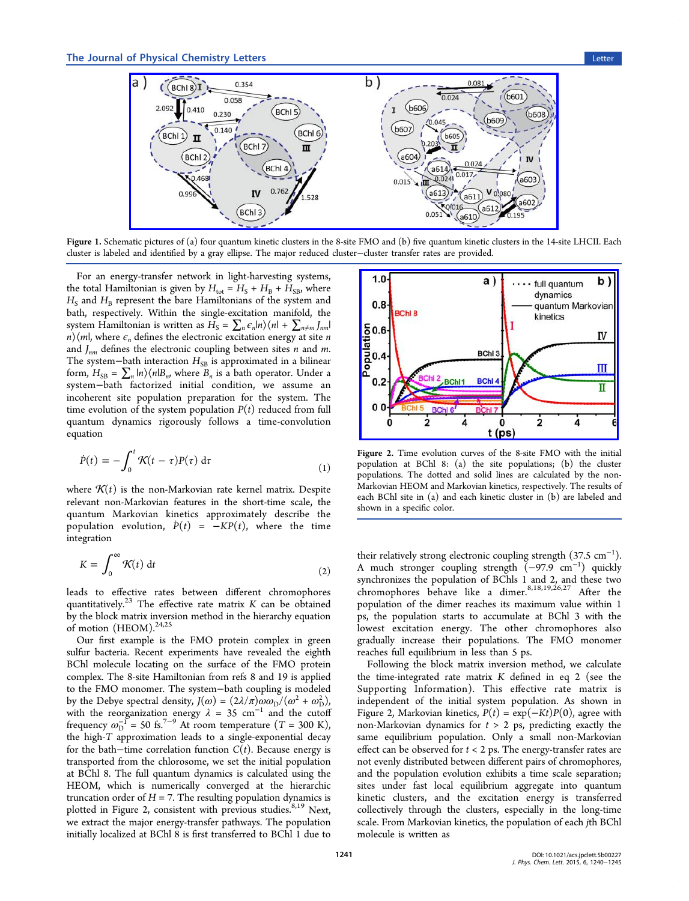Figure 1. Schematic pictures of (a) four quantum kinetic clusters in the 8-site FMO and (b) five quantum kinetic clusters in the 14-site LHCII. Each cluster is labeled and identified by a gray ellipse. The major reduced cluster−cluster transfer rates are provided.

For an energy-transfer network in light-harvesting systems, the total Hamiltonian is given by $H_{tot} = H_S + H_B + H_{SB}$, where $H_S$ and $H_B$ represent the bare Hamiltonians of the system and bath, respectively. Within the single-excitation manifold, the system Hamiltonian is written as $H_S = \sum_n \epsilon_n |n\rangle\langle n| + \sum_{n\neq m} J_{nm}|n\rangle\langle m|$, where $\epsilon_n$ defines the electronic excitation energy at site $n$ and $J_{nm}$ defines the electronic coupling between sites $n$ and $m$. The system−bath interaction $H_{SB}$ is approximated in a bilinear form, $H_{SB} = \sum_n |n\rangle\langle n|B_n$, where $B_n$ is a bath operator. Under a system−bath factorized initial condition, we assume an incoherent site population preparation for the system. The time evolution of the system population $P(t)$ reduced from full quantum dynamics rigorously follows a time-convolution equation

$$\dot{P}(t) = -\int_0^t \mathcal{K}(t-\tau)P(\tau)\,\mathrm{d}\tau \tag{1}$$

where $\mathcal{K}(t)$ is the non-Markovian rate kernel matrix. Despite relevant non-Markovian features in the short-time scale, the quantum Markovian kinetics approximately describe the population evolution, $\dot{P}(t) = -KP(t)$, where the time integration

$$K = \int_0^\infty \mathcal{K}(t)\,\mathrm{d}t \tag{2}$$

leads to effective rates between different chromophores quantitatively.[23] The effective rate matrix $K$ can be obtained by the block matrix inversion method in the hierarchy equation of motion (HEOM).[24,25]

Our first example is the FMO protein complex in green sulfur bacteria. Recent experiments have revealed the eighth BChl molecule locating on the surface of the FMO protein complex. The 8-site Hamiltonian from refs 8 and 19 is applied to the FMO monomer. The system−bath coupling is modeled by the Debye spectral density, $J(\omega) = (2\lambda/\pi)\omega\omega_D/(\omega^2 + \omega_D^2)$, with the reorganization energy $\lambda = 35$ cm$^{-1}$ and the cutoff frequency $\omega_D^{-1} = 50$ fs.[7−9] At room temperature ($T = 300$ K), the high-$T$ approximation leads to a single-exponential decay for the bath−time correlation function $C(t)$. Because energy is transported from the chlorosome, we set the initial population at BChl 8. The full quantum dynamics is calculated using the HEOM, which is numerically converged at the hierarchic truncation order of $H = 7$. The resulting population dynamics is plotted in Figure 2, consistent with previous studies.[8,19] Next, we extract the major energy-transfer pathways. The population initially localized at BChl 8 is first transferred to BChl 1 due to their relatively strong electronic coupling strength (37.5 cm$^{-1}$). A much stronger coupling strength (−97.9 cm$^{-1}$) quickly synchronizes the population of BChls 1 and 2, and these two chromophores behave like a dimer.[8,18,19,26,27] After the population of the dimer reaches its maximum value within 1 ps, the population starts to accumulate at BChl 3 with the lowest excitation energy. The other chromophores also gradually increase their populations. The FMO monomer reaches full equilibrium in less than 5 ps.

Figure 2. Time evolution curves of the 8-site FMO with the initial population at BChl 8: (a) the site populations; (b) the cluster populations. The dotted and solid lines are calculated by the non-Markovian HEOM and Markovian kinetics, respectively. The results of each BChl site in (a) and each kinetic cluster in (b) are labeled and shown in a specific color.

Following the block matrix inversion method, we calculate the time-integrated rate matrix $K$ defined in eq 2 (see the Supporting Information). This effective rate matrix is independent of the initial system population. As shown in Figure 2, Markovian kinetics, $P(t) = \exp(-Kt)P(0)$, agree with non-Markovian dynamics for $t > 2$ ps, predicting exactly the same equilibrium population. Only a small non-Markovian effect can be observed for $t < 2$ ps. The energy-transfer rates are not evenly distributed between different pairs of chromophores, and the population evolution exhibits a time scale separation; sites under fast local equilibrium aggregate into quantum kinetic clusters, and the excitation energy is transferred collectively through the clusters, especially in the long-time scale. From Markovian kinetics, the population of each $j$th BChl molecule is written as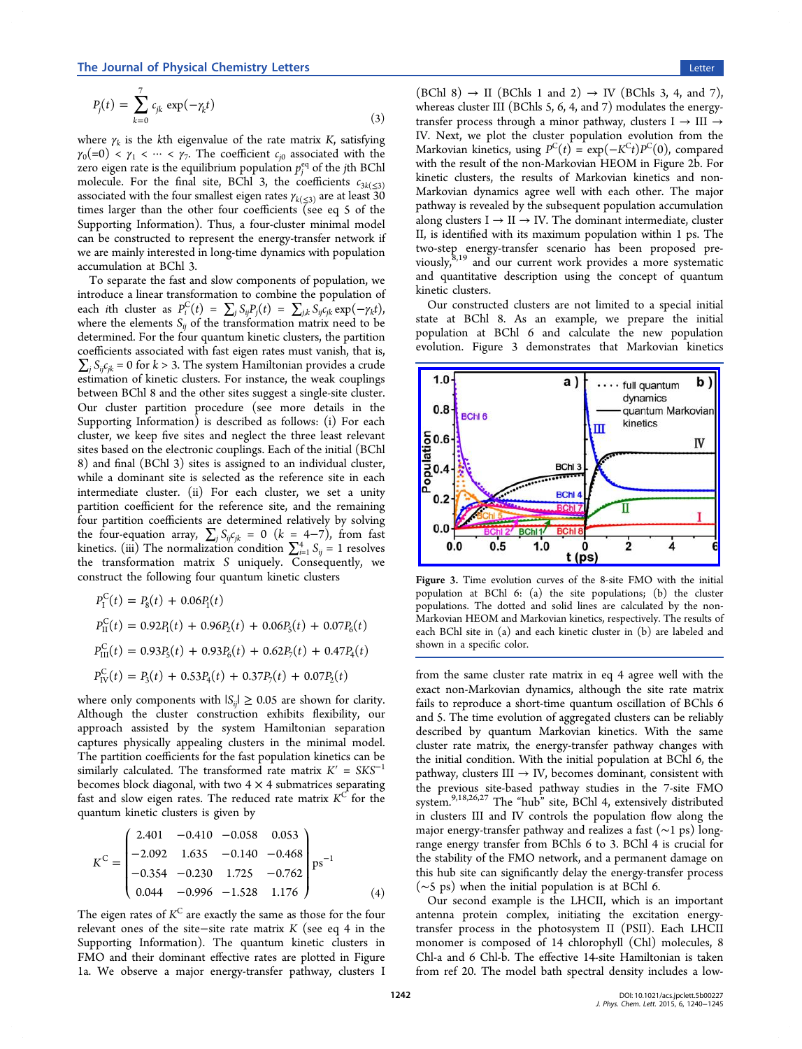$$P_j(t) = \sum_{k=0}^{7} c_{jk} \exp(-\gamma_k t) \tag{3}$$

where $\gamma_k$ is the $k$th eigenvalue of the rate matrix $K$, satisfying $\gamma_0(=0) < \gamma_1 < \cdots < \gamma_7$. The coefficient $c_{j0}$ associated with the zero eigen rate is the equilibrium population $p_j^{\rm eq}$ of the $j$th BChl molecule. For the final site, BChl 3, the coefficients $c_{3k(\leq 3)}$ associated with the four smallest eigen rates $\gamma_{k(\leq 3)}$ are at least 30 times larger than the other four coefficients (see eq 5 of the Supporting Information). Thus, a four-cluster minimal model can be constructed to represent the energy-transfer network if we are mainly interested in long-time dynamics with population accumulation at BChl 3.

To separate the fast and slow components of population, we introduce a linear transformation to combine the population of each $i$th cluster as $P_I^{\rm C}(t) = \sum_j S_{Ij} P_j(t) = \sum_{jk} S_{Ij} c_{jk} \exp(-\gamma_k t)$, where the elements $S_{Ij}$ of the transformation matrix need to be determined. For the four quantum kinetic clusters, the partition coefficients associated with fast eigen rates must vanish, that is, $\sum_j S_{Ij} c_{jk} = 0$ for $k > 3$. The system Hamiltonian provides a crude estimation of kinetic clusters. For instance, the weak couplings between BChl 8 and the other sites suggest a single-site cluster. Our cluster partition procedure (see more details in the Supporting Information) is described as follows: (i) For each cluster, we keep five sites and neglect the three least relevant sites based on the electronic couplings. Each of the initial (BChl 8) and final (BChl 3) sites is assigned to an individual cluster, while a dominant site is selected as the reference site in each intermediate cluster. (ii) For each cluster, we set a unity partition coefficient for the reference site, and the remaining four partition coefficients are determined relatively by solving the four-equation array, $\sum_j S_{Ij} c_{jk} = 0$ ($k$ = 4−7), from fast kinetics. (iii) The normalization condition $\sum_{I=1}^{4} S_{Ij} = 1$ resolves the transformation matrix $S$ uniquely. Consequently, we construct the following four quantum kinetic clusters

$$P_{\rm I}^{\rm C}(t) = P_8(t) + 0.06P_1(t)$$

$$P_{\rm II}^{\rm C}(t) = 0.92P_1(t) + 0.96P_2(t) + 0.06P_5(t) + 0.07P_6(t)$$

$$P_{\rm III}^{\rm C}(t) = 0.93P_5(t) + 0.93P_6(t) + 0.62P_7(t) + 0.47P_4(t)$$

$$P_{\rm IV}^{\rm C}(t) = P_3(t) + 0.53P_4(t) + 0.37P_7(t) + 0.07P_2(t)$$

where only components with $|S_{Ij}| \geq 0.05$ are shown for clarity. Although the cluster construction exhibits flexibility, our approach assisted by the system Hamiltonian separation captures physically appealing clusters in the minimal model. The partition coefficients for the fast population kinetics can be similarly calculated. The transformed rate matrix $K' = SKS^{-1}$ becomes block diagonal, with two 4 × 4 submatrices separating fast and slow eigen rates. The reduced rate matrix $K^{\rm C}$ for the quantum kinetic clusters is given by

$$K^{\rm C} = \begin{pmatrix} 2.401 & -0.410 & -0.058 & 0.053 \\ -2.092 & 1.635 & -0.140 & -0.468 \\ -0.354 & -0.230 & 1.725 & -0.762 \\ 0.044 & -0.996 & -1.528 & 1.176 \end{pmatrix} \text{ps}^{-1} \tag{4}$$

The eigen rates of $K^{\rm C}$ are exactly the same as those for the four relevant ones of the site−site rate matrix $K$ (see eq 4 in the Supporting Information). The quantum kinetic clusters in FMO and their dominant effective rates are plotted in Figure 1a. We observe a major energy-transfer pathway, clusters I (BChl 8) → II (BChls 1 and 2) → IV (BChls 3, 4, and 7), whereas cluster III (BChls 5, 6, 4, and 7) modulates the energy-transfer process through a minor pathway, clusters I → III → IV. Next, we plot the cluster population evolution from the Markovian kinetics, using $P^{\rm C}(t) = \exp(-K^{\rm C}t)P^{\rm C}(0)$, compared with the result of the non-Markovian HEOM in Figure 2b. For kinetic clusters, the results of Markovian kinetics and non-Markovian dynamics agree well with each other. The major pathway is revealed by the subsequent population accumulation along clusters I → II → IV. The dominant intermediate, cluster II, is identified with its maximum population within 1 ps. The two-step energy-transfer scenario has been proposed previously,[8,19] and our current work provides a more systematic and quantitative description using the concept of quantum kinetic clusters.

Our constructed clusters are not limited to a special initial state at BChl 8. As an example, we prepare the initial population at BChl 6 and calculate the new population evolution. Figure 3 demonstrates that Markovian kinetics from the same cluster rate matrix in eq 4 agree well with the exact non-Markovian dynamics, although the site rate matrix fails to reproduce a short-time quantum oscillation of BChls 6 and 5. The time evolution of aggregated clusters can be reliably described by quantum Markovian kinetics. With the same cluster rate matrix, the energy-transfer pathway changes with the initial condition. With the initial population at BChl 6, the pathway, clusters III → IV, becomes dominant, consistent with the previous site-based pathway studies in the 7-site FMO system.[9,18,26,27] The "hub" site, BChl 4, extensively distributed in clusters III and IV controls the population flow along the major energy-transfer pathway and realizes a fast (∼1 ps) long-range energy transfer from BChls 6 to 3. BChl 4 is crucial for the stability of the FMO network, and a permanent damage on this hub site can significantly delay the energy-transfer process (∼5 ps) when the initial population is at BChl 6.

**Figure 3.** Time evolution curves of the 8-site FMO with the initial population at BChl 6: (a) the site populations; (b) the cluster populations. The dotted and solid lines are calculated by the non-Markovian HEOM and Markovian kinetics, respectively. The results of each BChl site in (a) and each kinetic cluster in (b) are labeled and shown in a specific color.

Our second example is the LHCII, which is an important antenna protein complex, initiating the excitation energy-transfer process in the photosystem II (PSII). Each LHCII monomer is composed of 14 chlorophyll (Chl) molecules, 8 Chl-a and 6 Chl-b. The effective 14-site Hamiltonian is taken from ref 20. The model bath spectral density includes a low-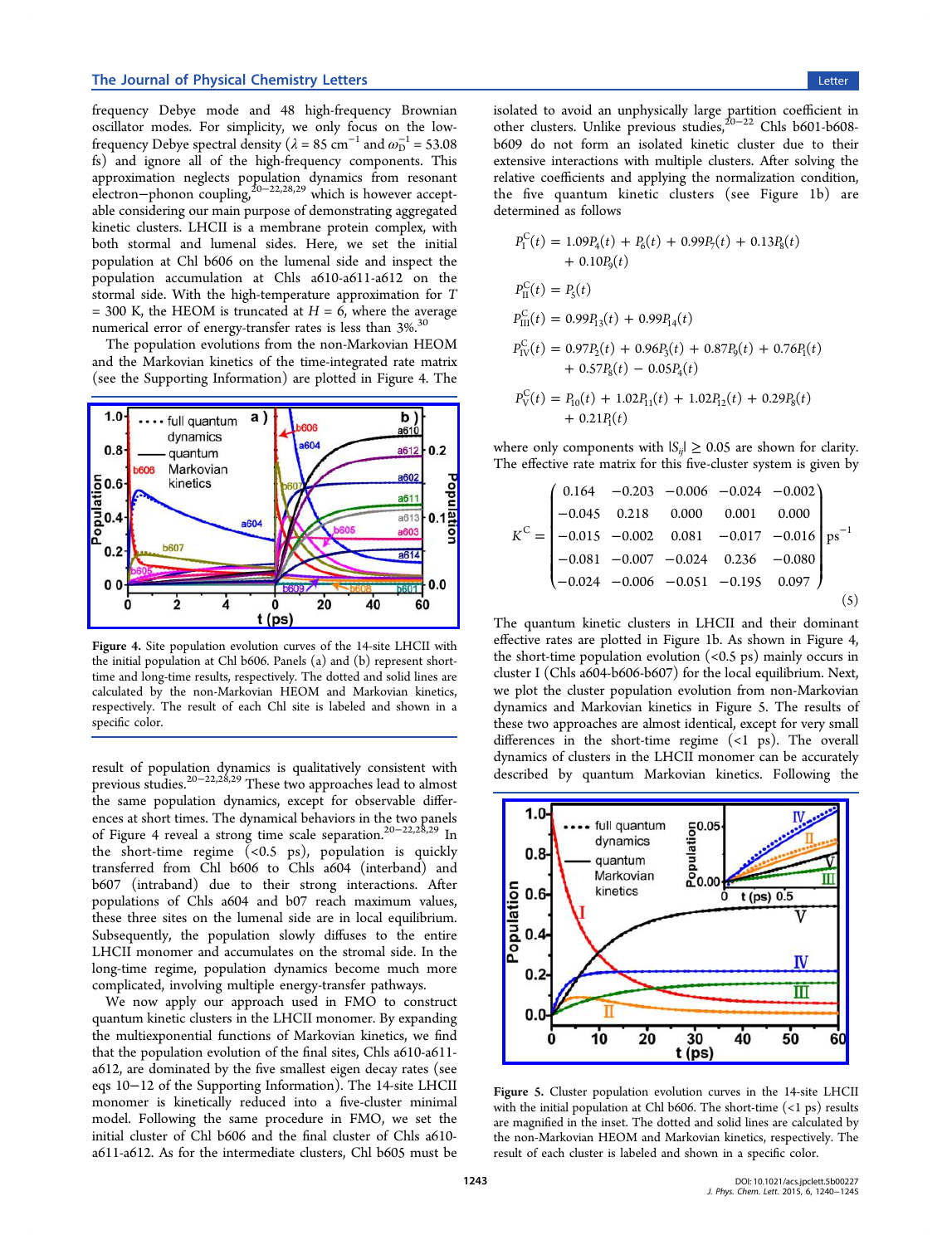frequency Debye mode and 48 high-frequency Brownian oscillator modes. For simplicity, we only focus on the low-frequency Debye spectral density ($\lambda = 85$ cm$^{-1}$ and $\omega_D^{-1} = 53.08$ fs) and ignore all of the high-frequency components. This approximation neglects population dynamics from resonant electron−phonon coupling,[20−22,28,29] which is however acceptable considering our main purpose of demonstrating aggregated kinetic clusters. LHCII is a membrane protein complex, with both stormal and lumenal sides. Here, we set the initial population at Chl b606 on the lumenal side and inspect the population accumulation at Chls a610-a611-a612 on the stormal side. With the high-temperature approximation for $T = 300$ K, the HEOM is truncated at $H = 6$, where the average numerical error of energy-transfer rates is less than 3%.[30]

The population evolutions from the non-Markovian HEOM and the Markovian kinetics of the time-integrated rate matrix (see the Supporting Information) are plotted in Figure 4. The result of population dynamics is qualitatively consistent with previous studies.[20−22,28,29] These two approaches lead to almost the same population dynamics, except for observable differences at short times. The dynamical behaviors in the two panels of Figure 4 reveal a strong time scale separation.[20−22,28,29] In the short-time regime (<0.5 ps), population is quickly transferred from Chl b606 to Chls a604 (interband) and b607 (intraband) due to their strong interactions. After populations of Chls a604 and b07 reach maximum values, these three sites on the lumenal side are in local equilibrium. Subsequently, the population slowly diffuses to the entire LHCII monomer and accumulates on the stromal side. In the long-time regime, population dynamics become much more complicated, involving multiple energy-transfer pathways.

Figure 4. Site population evolution curves of the 14-site LHCII with the initial population at Chl b606. Panels (a) and (b) represent short-time and long-time results, respectively. The dotted and solid lines are calculated by the non-Markovian HEOM and Markovian kinetics, respectively. The result of each Chl site is labeled and shown in a specific color.

We now apply our approach used in FMO to construct quantum kinetic clusters in the LHCII monomer. By expanding the multiexponential functions of Markovian kinetics, we find that the population evolution of the final sites, Chls a610-a611-a612, are dominated by the five smallest eigen decay rates (see eqs 10−12 of the Supporting Information). The 14-site LHCII monomer is kinetically reduced into a five-cluster minimal model. Following the same procedure in FMO, we set the initial cluster of Chl b606 and the final cluster of Chls a610-a611-a612. As for the intermediate clusters, Chl b605 must be isolated to avoid an unphysically large partition coefficient in other clusters. Unlike previous studies,[20−22] Chls b601-b608-b609 do not form an isolated kinetic cluster due to their extensive interactions with multiple clusters. After solving the relative coefficients and applying the normalization condition, the five quantum kinetic clusters (see Figure 1b) are determined as follows

$$P_{\mathrm{I}}^{\mathrm{C}}(t) = 1.09P_4(t) + P_6(t) + 0.99P_7(t) + 0.13P_8(t) + 0.10P_9(t)$$

$$P_{\mathrm{II}}^{\mathrm{C}}(t) = P_5(t)$$

$$P_{\mathrm{III}}^{\mathrm{C}}(t) = 0.99P_{13}(t) + 0.99P_{14}(t)$$

$$P_{\mathrm{IV}}^{\mathrm{C}}(t) = 0.97P_2(t) + 0.96P_3(t) + 0.87P_9(t) + 0.76P_1(t) + 0.57P_8(t) - 0.05P_4(t)$$

$$P_{\mathrm{V}}^{\mathrm{C}}(t) = P_{10}(t) + 1.02P_{11}(t) + 1.02P_{12}(t) + 0.29P_8(t) + 0.21P_1(t)$$

where only components with $|S_{ij}| \geq 0.05$ are shown for clarity. The effective rate matrix for this five-cluster system is given by

$$K^{\mathrm{C}} = \begin{pmatrix} 0.164 & -0.203 & -0.006 & -0.024 & -0.002 \\ -0.045 & 0.218 & 0.000 & 0.001 & 0.000 \\ -0.015 & -0.002 & 0.081 & -0.017 & -0.016 \\ -0.081 & -0.007 & -0.024 & 0.236 & -0.080 \\ -0.024 & -0.006 & -0.051 & -0.195 & 0.097 \end{pmatrix} \mathrm{ps}^{-1} \quad (5)$$

The quantum kinetic clusters in LHCII and their dominant effective rates are plotted in Figure 1b. As shown in Figure 4, the short-time population evolution (<0.5 ps) mainly occurs in cluster I (Chls a604-b606-b607) for the local equilibrium. Next, we plot the cluster population evolution from non-Markovian dynamics and Markovian kinetics in Figure 5. The results of these two approaches are almost identical, except for very small differences in the short-time regime (<1 ps). The overall dynamics of clusters in the LHCII monomer can be accurately described by quantum Markovian kinetics. Following the

Figure 5. Cluster population evolution curves in the 14-site LHCII with the initial population at Chl b606. The short-time (<1 ps) results are magnified in the inset. The dotted and solid lines are calculated by the non-Markovian HEOM and Markovian kinetics, respectively. The result of each cluster is labeled and shown in a specific color.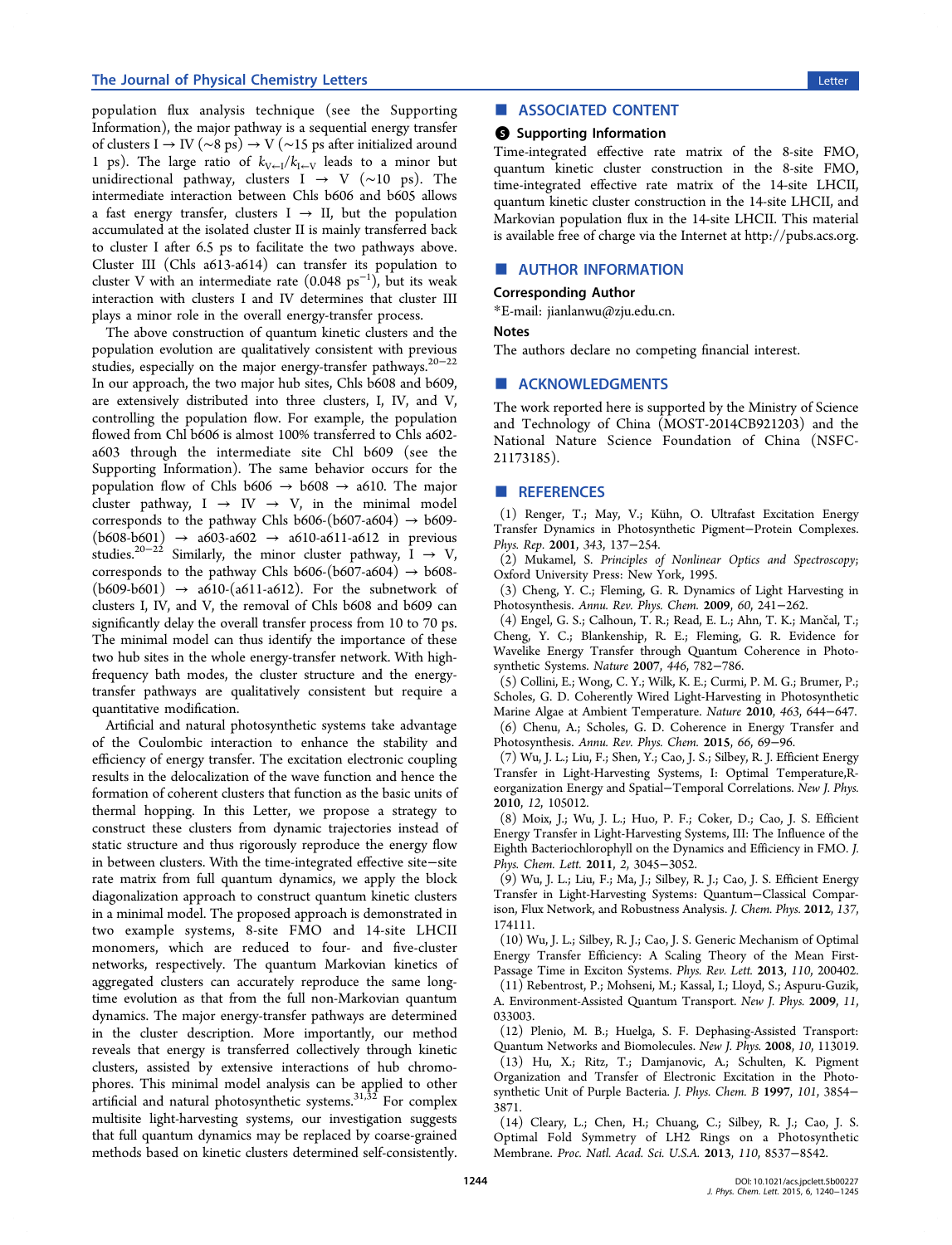population flux analysis technique (see the Supporting Information), the major pathway is a sequential energy transfer of clusters I → IV (∼8 ps) → V (∼15 ps after initialized around 1 ps). The large ratio of $k_{V\leftarrow I}/k_{I\leftarrow V}$ leads to a minor but unidirectional pathway, clusters I → V (∼10 ps). The intermediate interaction between Chls b606 and b605 allows a fast energy transfer, clusters I → II, but the population accumulated at the isolated cluster II is mainly transferred back to cluster I after 6.5 ps to facilitate the two pathways above. Cluster III (Chls a613-a614) can transfer its population to cluster V with an intermediate rate (0.048 $ps^{-1}$), but its weak interaction with clusters I and IV determines that cluster III plays a minor role in the overall energy-transfer process.

The above construction of quantum kinetic clusters and the population evolution are qualitatively consistent with previous studies, especially on the major energy-transfer pathways.[20−22] In our approach, the two major hub sites, Chls b608 and b609, are extensively distributed into three clusters, I, IV, and V, controlling the population flow. For example, the population flowed from Chl b606 is almost 100% transferred to Chls a602-a603 through the intermediate site Chl b609 (see the Supporting Information). The same behavior occurs for the population flow of Chls b606 → b608 → a610. The major cluster pathway, I → IV → V, in the minimal model corresponds to the pathway Chls b606-(b607-a604) → b609-(b608-b601) → a603-a602 → a610-a611-a612 in previous studies.[20−22] Similarly, the minor cluster pathway, I → V, corresponds to the pathway Chls b606-(b607-a604) → b608-(b609-b601) → a610-(a611-a612). For the subnetwork of clusters I, IV, and V, the removal of Chls b608 and b609 can significantly delay the overall transfer process from 10 to 70 ps. The minimal model can thus identify the importance of these two hub sites in the whole energy-transfer network. With high-frequency bath modes, the cluster structure and the energy-transfer pathways are qualitatively consistent but require a quantitative modification.

Artificial and natural photosynthetic systems take advantage of the Coulombic interaction to enhance the stability and efficiency of energy transfer. The excitation electronic coupling results in the delocalization of the wave function and hence the formation of coherent clusters that function as the basic units of thermal hopping. In this Letter, we propose a strategy to construct these clusters from dynamic trajectories instead of static structure and thus rigorously reproduce the energy flow in between clusters. With the time-integrated effective site−site rate matrix from full quantum dynamics, we apply the block diagonalization approach to construct quantum kinetic clusters in a minimal model. The proposed approach is demonstrated in two example systems, 8-site FMO and 14-site LHCII monomers, which are reduced to four- and five-cluster networks, respectively. The quantum Markovian kinetics of aggregated clusters can accurately reproduce the same long-time evolution as that from the full non-Markovian quantum dynamics. The major energy-transfer pathways are determined in the cluster description. More importantly, our method reveals that energy is transferred collectively through kinetic clusters, assisted by extensive interactions of hub chromophores. This minimal model analysis can be applied to other artificial and natural photosynthetic systems.[31,32] For complex multisite light-harvesting systems, our investigation suggests that full quantum dynamics may be replaced by coarse-grained methods based on kinetic clusters determined self-consistently.

## ■ ASSOCIATED CONTENT

### Supporting Information

Time-integrated effective rate matrix of the 8-site FMO, quantum kinetic cluster construction in the 8-site FMO, time-integrated effective rate matrix of the 14-site LHCII, quantum kinetic cluster construction in the 14-site LHCII, and Markovian population flux in the 14-site LHCII. This material is available free of charge via the Internet at http://pubs.acs.org.

## ■ AUTHOR INFORMATION

### Corresponding Author

*E-mail: jianlanwu@zju.edu.cn.

### Notes

The authors declare no competing financial interest.

## ■ ACKNOWLEDGMENTS

The work reported here is supported by the Ministry of Science and Technology of China (MOST-2014CB921203) and the National Nature Science Foundation of China (NSFC-21173185).

## ■ REFERENCES

(1) Renger, T.; May, V.; Kühn, O. Ultrafast Excitation Energy Transfer Dynamics in Photosynthetic Pigment−Protein Complexes. *Phys. Rep.* **2001**, *343*, 137−254.

(2) Mukamel, S. *Principles of Nonlinear Optics and Spectroscopy*; Oxford University Press: New York, 1995.

(3) Cheng, Y. C.; Fleming, G. R. Dynamics of Light Harvesting in Photosynthesis. *Annu. Rev. Phys. Chem.* **2009**, *60*, 241−262.

(4) Engel, G. S.; Calhoun, T. R.; Read, E. L.; Ahn, T. K.; Mančal, T.; Cheng, Y. C.; Blankenship, R. E.; Fleming, G. R. Evidence for Wavelike Energy Transfer through Quantum Coherence in Photosynthetic Systems. *Nature* **2007**, *446*, 782−786.

(5) Collini, E.; Wong, C. Y.; Wilk, K. E.; Curmi, P. M. G.; Brumer, P.; Scholes, G. D. Coherently Wired Light-Harvesting in Photosynthetic Marine Algae at Ambient Temperature. *Nature* **2010**, *463*, 644−647.

(6) Chenu, A.; Scholes, G. D. Coherence in Energy Transfer and Photosynthesis. *Annu. Rev. Phys. Chem.* **2015**, *66*, 69−96.

(7) Wu, J. L.; Liu, F.; Shen, Y.; Cao, J. S.; Silbey, R. J. Efficient Energy Transfer in Light-Harvesting Systems, I: Optimal Temperature,Reorganization Energy and Spatial−Temporal Correlations. *New J. Phys.* **2010**, *12*, 105012.

(8) Moix, J.; Wu, J. L.; Huo, P. F.; Coker, D.; Cao, J. S. Efficient Energy Transfer in Light-Harvesting Systems, III: The Influence of the Eighth Bacteriochlorophyll on the Dynamics and Efficiency in FMO. *J. Phys. Chem. Lett.* **2011**, *2*, 3045−3052.

(9) Wu, J. L.; Liu, F.; Ma, J.; Silbey, R. J.; Cao, J. S. Efficient Energy Transfer in Light-Harvesting Systems: Quantum−Classical Comparison, Flux Network, and Robustness Analysis. *J. Chem. Phys.* **2012**, *137*, 174111.

(10) Wu, J. L.; Silbey, R. J.; Cao, J. S. Generic Mechanism of Optimal Energy Transfer Efficiency: A Scaling Theory of the Mean First-Passage Time in Exciton Systems. *Phys. Rev. Lett.* **2013**, *110*, 200402.

(11) Rebentrost, P.; Mohseni, M.; Kassal, I.; Lloyd, S.; Aspuru-Guzik, A. Environment-Assisted Quantum Transport. *New J. Phys.* **2009**, *11*, 033003.

(12) Plenio, M. B.; Huelga, S. F. Dephasing-Assisted Transport: Quantum Networks and Biomolecules. *New J. Phys.* **2008**, *10*, 113019.

(13) Hu, X.; Ritz, T.; Damjanovic, A.; Schulten, K. Pigment Organization and Transfer of Electronic Excitation in the Photosynthetic Unit of Purple Bacteria. *J. Phys. Chem. B* **1997**, *101*, 3854−3871.

(14) Cleary, L.; Chen, H.; Chuang, C.; Silbey, R. J.; Cao, J. S. Optimal Fold Symmetry of LH2 Rings on a Photosynthetic Membrane. *Proc. Natl. Acad. Sci. U.S.A.* **2013**, *110*, 8537−8542.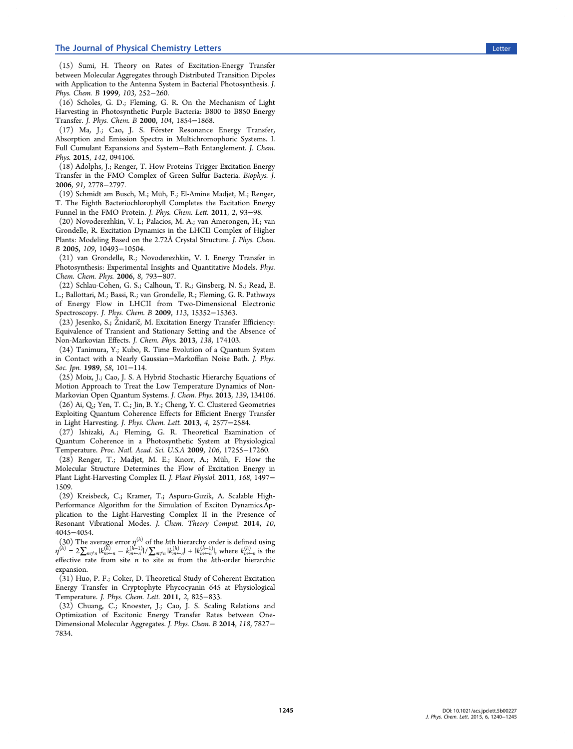(15) Sumi, H. Theory on Rates of Excitation-Energy Transfer between Molecular Aggregates through Distributed Transition Dipoles with Application to the Antenna System in Bacterial Photosynthesis. *J. Phys. Chem. B* **1999**, *103*, 252−260.

(16) Scholes, G. D.; Fleming, G. R. On the Mechanism of Light Harvesting in Photosynthetic Purple Bacteria: B800 to B850 Energy Transfer. *J. Phys. Chem. B* **2000**, *104*, 1854−1868.

(17) Ma, J.; Cao, J. S. Förster Resonance Energy Transfer, Absorption and Emission Spectra in Multichromophoric Systems. I. Full Cumulant Expansions and System−Bath Entanglement. *J. Chem. Phys.* **2015**, *142*, 094106.

(18) Adolphs, J.; Renger, T. How Proteins Trigger Excitation Energy Transfer in the FMO Complex of Green Sulfur Bacteria. *Biophys. J.* **2006**, *91*, 2778−2797.

(19) Schmidt am Busch, M.; Müh, F.; El-Amine Madjet, M.; Renger, T. The Eighth Bacteriochlorophyll Completes the Excitation Energy Funnel in the FMO Protein. *J. Phys. Chem. Lett.* **2011**, *2*, 93−98.

(20) Novoderezhkin, V. I.; Palacios, M. A.; van Amerongen, H.; van Grondelle, R. Excitation Dynamics in the LHCII Complex of Higher Plants: Modeling Based on the 2.72Å Crystal Structure. *J. Phys. Chem. B* **2005**, *109*, 10493−10504.

(21) van Grondelle, R.; Novoderezhkin, V. I. Energy Transfer in Photosynthesis: Experimental Insights and Quantitative Models. *Phys. Chem. Chem. Phys.* **2006**, *8*, 793−807.

(22) Schlau-Cohen, G. S.; Calhoun, T. R.; Ginsberg, N. S.; Read, E. L.; Ballottari, M.; Bassi, R.; van Grondelle, R.; Fleming, G. R. Pathways of Energy Flow in LHCII from Two-Dimensional Electronic Spectroscopy. *J. Phys. Chem. B* **2009**, *113*, 15352−15363.

(23) Jesenko, S.; Žnidarič, M. Excitation Energy Transfer Efficiency: Equivalence of Transient and Stationary Setting and the Absence of Non-Markovian Effects. *J. Chem. Phys.* **2013**, *138*, 174103.

(24) Tanimura, Y.; Kubo, R. Time Evolution of a Quantum System in Contact with a Nearly Gaussian−Markoffian Noise Bath. *J. Phys. Soc. Jpn.* **1989**, *58*, 101−114.

(25) Moix, J.; Cao, J. S. A Hybrid Stochastic Hierarchy Equations of Motion Approach to Treat the Low Temperature Dynamics of Non-Markovian Open Quantum Systems. *J. Chem. Phys.* **2013**, *139*, 134106.

(26) Ai, Q.; Yen, T. C.; Jin, B. Y.; Cheng, Y. C. Clustered Geometries Exploiting Quantum Coherence Effects for Efficient Energy Transfer in Light Harvesting. *J. Phys. Chem. Lett.* **2013**, *4*, 2577−2584.

(27) Ishizaki, A.; Fleming, G. R. Theoretical Examination of Quantum Coherence in a Photosynthetic System at Physiological Temperature. *Proc. Natl. Acad. Sci. U.S.A* **2009**, *106*, 17255−17260.

(28) Renger, T.; Madjet, M. E.; Knorr, A.; Müh, F. How the Molecular Structure Determines the Flow of Excitation Energy in Plant Light-Harvesting Complex II. *J. Plant Physiol.* **2011**, *168*, 1497−1509.

(29) Kreisbeck, C.; Kramer, T.; Aspuru-Guzik, A. Scalable High-Performance Algorithm for the Simulation of Exciton Dynamics.Application to the Light-Harvesting Complex II in the Presence of Resonant Vibrational Modes. *J. Chem. Theory Comput.* **2014**, *10*, 4045−4054.

(30) The average error $\eta^{(h)}$ of the $h$th hierarchy order is defined using $\eta^{(h)} = 2\sum_{m\neq n} |k^{(h)}_{m\leftarrow n} - k^{(h-1)}_{m\leftarrow n}| / \sum_{m\neq n} |k^{(h)}_{m\leftarrow n}| + |k^{(h-1)}_{m\leftarrow n}|$, where $k^{(h)}_{m\leftarrow n}$ is the effective rate from site $n$ to site $m$ from the $h$th-order hierarchic expansion.

(31) Huo, P. F.; Coker, D. Theoretical Study of Coherent Excitation Energy Transfer in Cryptophyte Phycocyanin 645 at Physiological Temperature. *J. Phys. Chem. Lett.* **2011**, *2*, 825−833.

(32) Chuang, C.; Knoester, J.; Cao, J. S. Scaling Relations and Optimization of Excitonic Energy Transfer Rates between One-Dimensional Molecular Aggregates. *J. Phys. Chem. B* **2014**, *118*, 7827−7834.